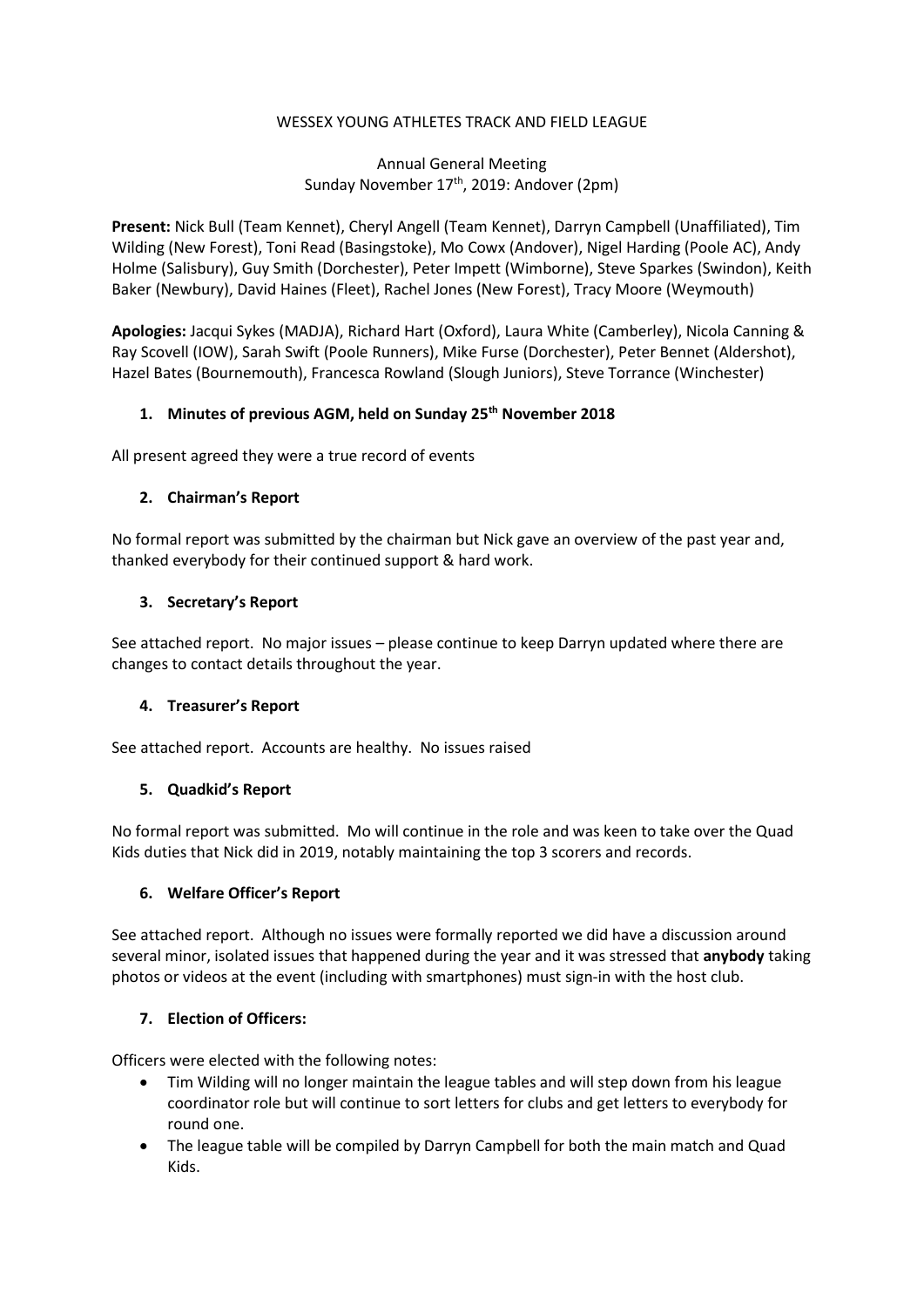WESSEX YOUNG ATHLETES TRACK AND FIELD LEAGUE

Annual General Meeting
Sunday November 17th, 2019: Andover (2pm)

**Present:** Nick Bull (Team Kennet), Cheryl Angell (Team Kennet), Darryn Campbell (Unaffiliated), Tim Wilding (New Forest), Toni Read (Basingstoke), Mo Cowx (Andover), Nigel Harding (Poole AC), Andy Holme (Salisbury), Guy Smith (Dorchester), Peter Impett (Wimborne), Steve Sparkes (Swindon), Keith Baker (Newbury), David Haines (Fleet), Rachel Jones (New Forest), Tracy Moore (Weymouth)

**Apologies:** Jacqui Sykes (MADJA), Richard Hart (Oxford), Laura White (Camberley), Nicola Canning & Ray Scovell (IOW), Sarah Swift (Poole Runners), Mike Furse (Dorchester), Peter Bennet (Aldershot), Hazel Bates (Bournemouth), Francesca Rowland (Slough Juniors), Steve Torrance (Winchester)

### 1. Minutes of previous AGM, held on Sunday 25th November 2018

All present agreed they were a true record of events

### 2. Chairman's Report

No formal report was submitted by the chairman but Nick gave an overview of the past year and, thanked everybody for their continued support & hard work.

### 3. Secretary's Report

See attached report. No major issues – please continue to keep Darryn updated where there are changes to contact details throughout the year.

### 4. Treasurer's Report

See attached report. Accounts are healthy. No issues raised

### 5. Quadkid's Report

No formal report was submitted. Mo will continue in the role and was keen to take over the Quad Kids duties that Nick did in 2019, notably maintaining the top 3 scorers and records.

### 6. Welfare Officer's Report

See attached report. Although no issues were formally reported we did have a discussion around several minor, isolated issues that happened during the year and it was stressed that **anybody** taking photos or videos at the event (including with smartphones) must sign-in with the host club.

### 7. Election of Officers:

Officers were elected with the following notes:

- Tim Wilding will no longer maintain the league tables and will step down from his league coordinator role but will continue to sort letters for clubs and get letters to everybody for round one.
- The league table will be compiled by Darryn Campbell for both the main match and Quad Kids.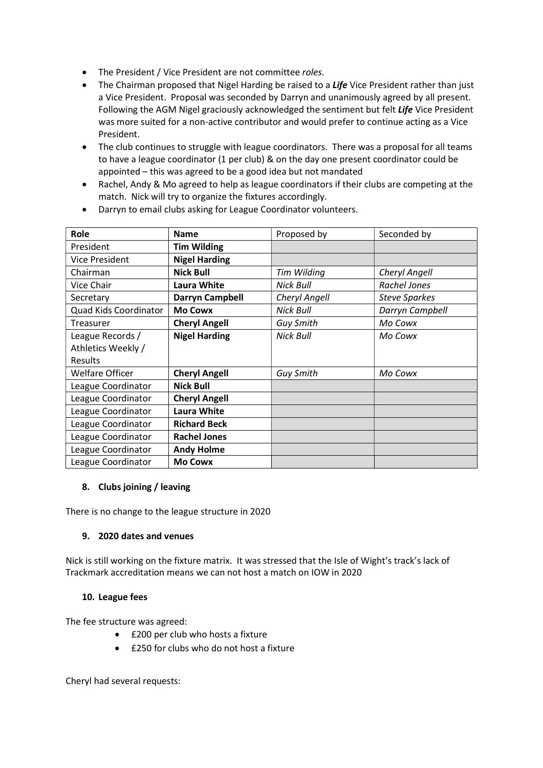- The President / Vice President are not committee *roles*.
- The Chairman proposed that Nigel Harding be raised to a ***Life*** Vice President rather than just a Vice President. Proposal was seconded by Darryn and unanimously agreed by all present. Following the AGM Nigel graciously acknowledged the sentiment but felt ***Life*** Vice President was more suited for a non-active contributor and would prefer to continue acting as a Vice President.
- The club continues to struggle with league coordinators. There was a proposal for all teams to have a league coordinator (1 per club) & on the day one present coordinator could be appointed – this was agreed to be a good idea but not mandated
- Rachel, Andy & Mo agreed to help as league coordinators if their clubs are competing at the match. Nick will try to organize the fixtures accordingly.
- Darryn to email clubs asking for League Coordinator volunteers.

| Role | Name | Proposed by | Seconded by |
|---|---|---|---|
| President | **Tim Wilding** | | |
| Vice President | **Nigel Harding** | | |
| Chairman | **Nick Bull** | *Tim Wilding* | *Cheryl Angell* |
| Vice Chair | **Laura White** | *Nick Bull* | *Rachel Jones* |
| Secretary | **Darryn Campbell** | *Cheryl Angell* | *Steve Sparkes* |
| Quad Kids Coordinator | **Mo Cowx** | *Nick Bull* | *Darryn Campbell* |
| Treasurer | **Cheryl Angell** | *Guy Smith* | *Mo Cowx* |
| League Records / Athletics Weekly / Results | **Nigel Harding** | *Nick Bull* | *Mo Cowx* |
| Welfare Officer | **Cheryl Angell** | *Guy Smith* | *Mo Cowx* |
| League Coordinator | **Nick Bull** | | |
| League Coordinator | **Cheryl Angell** | | |
| League Coordinator | **Laura White** | | |
| League Coordinator | **Richard Beck** | | |
| League Coordinator | **Rachel Jones** | | |
| League Coordinator | **Andy Holme** | | |
| League Coordinator | **Mo Cowx** | | |

### 8. Clubs joining / leaving

There is no change to the league structure in 2020

### 9. 2020 dates and venues

Nick is still working on the fixture matrix. It was stressed that the Isle of Wight's track's lack of Trackmark accreditation means we can not host a match on IOW in 2020

### 10. League fees

The fee structure was agreed:

- £200 per club who hosts a fixture
- £250 for clubs who do not host a fixture

Cheryl had several requests: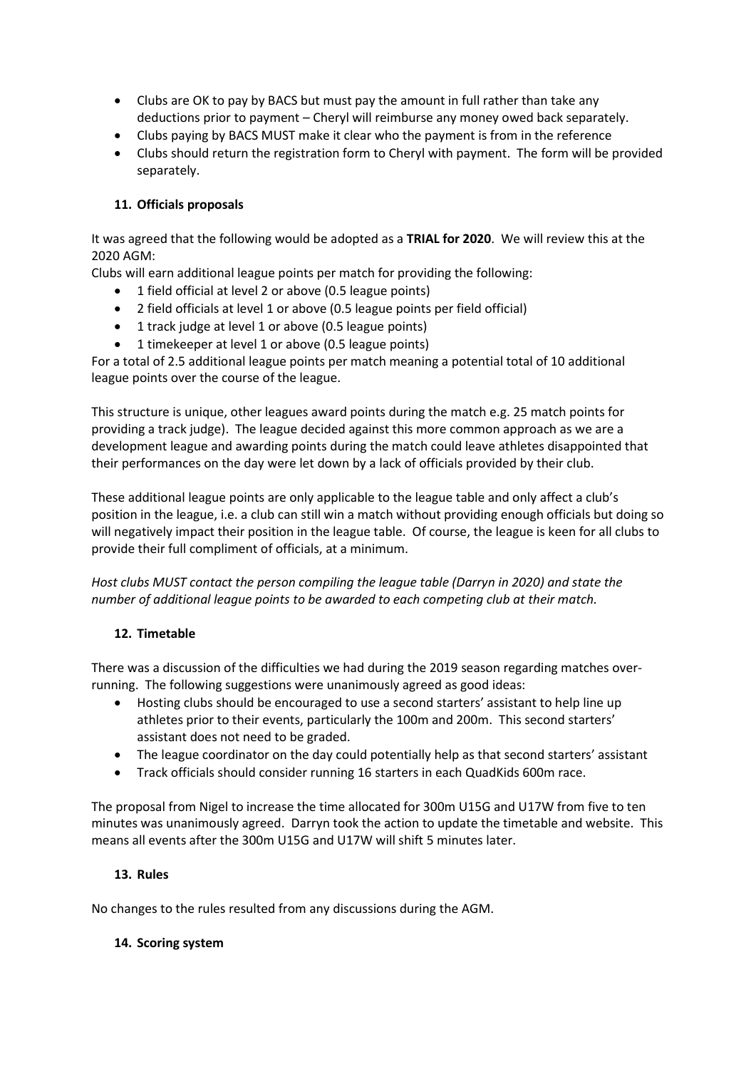- Clubs are OK to pay by BACS but must pay the amount in full rather than take any deductions prior to payment – Cheryl will reimburse any money owed back separately.
- Clubs paying by BACS MUST make it clear who the payment is from in the reference
- Clubs should return the registration form to Cheryl with payment. The form will be provided separately.

### 11. Officials proposals

It was agreed that the following would be adopted as a **TRIAL for 2020**. We will review this at the 2020 AGM:

Clubs will earn additional league points per match for providing the following:

- 1 field official at level 2 or above (0.5 league points)
- 2 field officials at level 1 or above (0.5 league points per field official)
- 1 track judge at level 1 or above (0.5 league points)
- 1 timekeeper at level 1 or above (0.5 league points)

For a total of 2.5 additional league points per match meaning a potential total of 10 additional league points over the course of the league.

This structure is unique, other leagues award points during the match e.g. 25 match points for providing a track judge). The league decided against this more common approach as we are a development league and awarding points during the match could leave athletes disappointed that their performances on the day were let down by a lack of officials provided by their club.

These additional league points are only applicable to the league table and only affect a club's position in the league, i.e. a club can still win a match without providing enough officials but doing so will negatively impact their position in the league table. Of course, the league is keen for all clubs to provide their full compliment of officials, at a minimum.

*Host clubs MUST contact the person compiling the league table (Darryn in 2020) and state the number of additional league points to be awarded to each competing club at their match.*

### 12. Timetable

There was a discussion of the difficulties we had during the 2019 season regarding matches over-running. The following suggestions were unanimously agreed as good ideas:

- Hosting clubs should be encouraged to use a second starters' assistant to help line up athletes prior to their events, particularly the 100m and 200m. This second starters' assistant does not need to be graded.
- The league coordinator on the day could potentially help as that second starters' assistant
- Track officials should consider running 16 starters in each QuadKids 600m race.

The proposal from Nigel to increase the time allocated for 300m U15G and U17W from five to ten minutes was unanimously agreed. Darryn took the action to update the timetable and website. This means all events after the 300m U15G and U17W will shift 5 minutes later.

### 13. Rules

No changes to the rules resulted from any discussions during the AGM.

### 14. Scoring system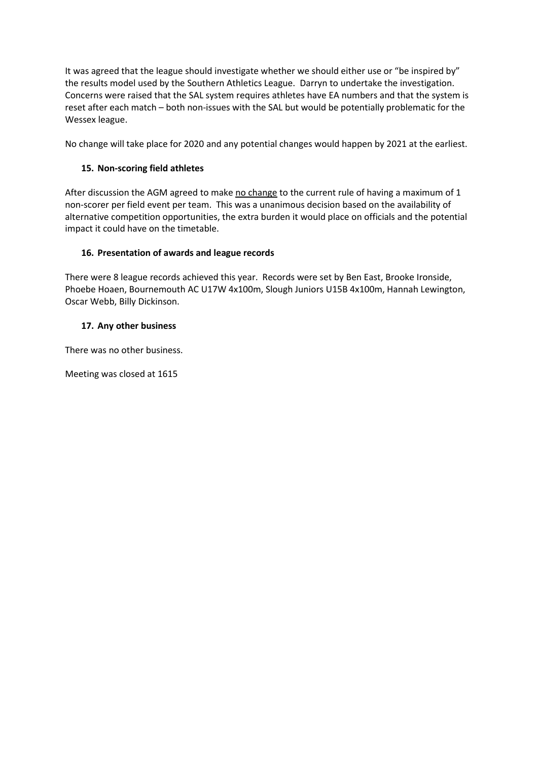It was agreed that the league should investigate whether we should either use or "be inspired by" the results model used by the Southern Athletics League. Darryn to undertake the investigation. Concerns were raised that the SAL system requires athletes have EA numbers and that the system is reset after each match – both non-issues with the SAL but would be potentially problematic for the Wessex league.

No change will take place for 2020 and any potential changes would happen by 2021 at the earliest.

### 15. Non-scoring field athletes

After discussion the AGM agreed to make <u>no change</u> to the current rule of having a maximum of 1 non-scorer per field event per team. This was a unanimous decision based on the availability of alternative competition opportunities, the extra burden it would place on officials and the potential impact it could have on the timetable.

### 16. Presentation of awards and league records

There were 8 league records achieved this year. Records were set by Ben East, Brooke Ironside, Phoebe Hoaen, Bournemouth AC U17W 4x100m, Slough Juniors U15B 4x100m, Hannah Lewington, Oscar Webb, Billy Dickinson.

### 17. Any other business

There was no other business.

Meeting was closed at 1615